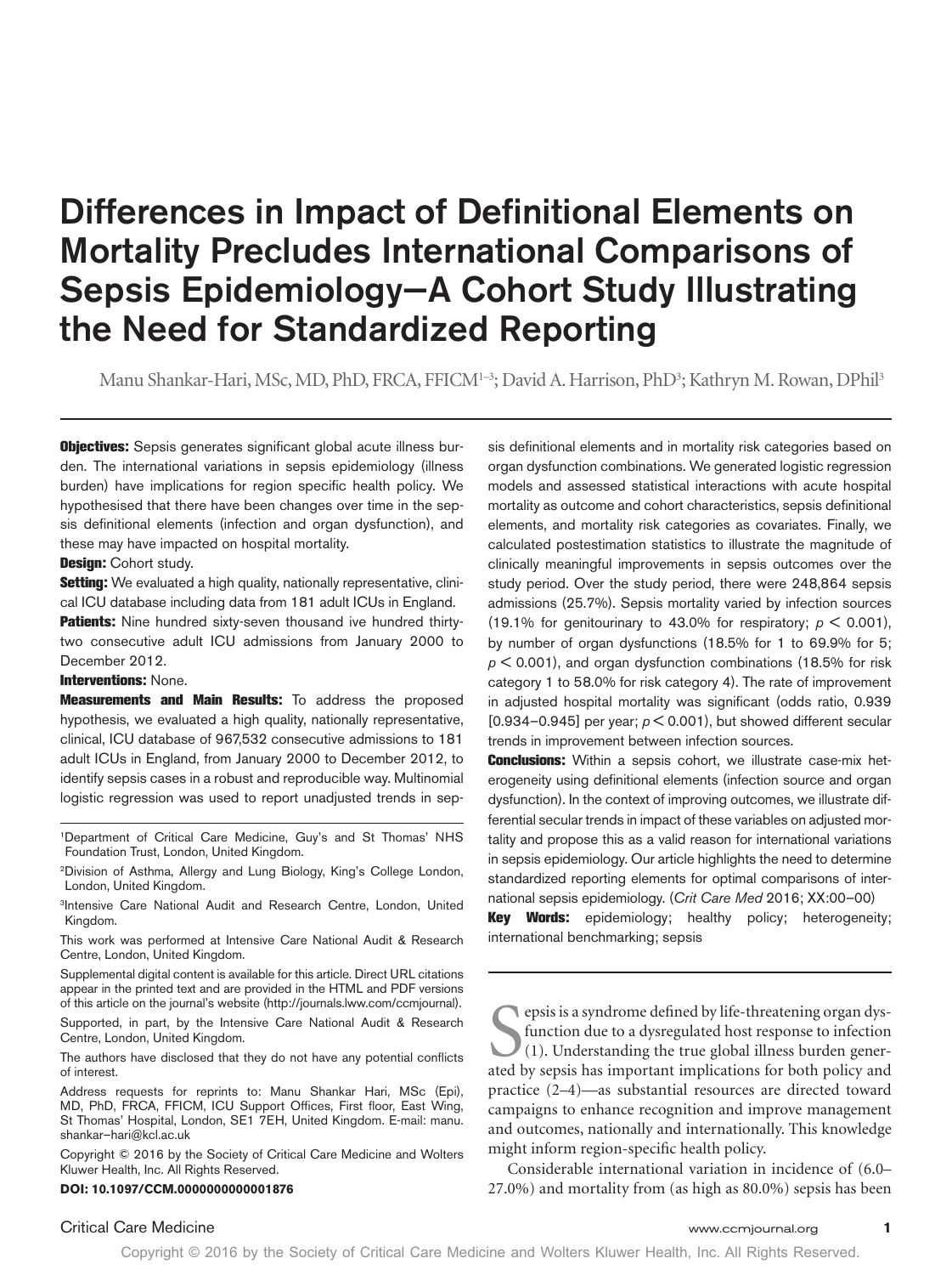# Differences in Impact of Definitional Elements on Mortality Precludes International Comparisons of Sepsis Epidemiology—A Cohort Study Illustrating the Need for Standardized Reporting

Manu Shankar-Hari, MSc, MD, PhD, FRCA, FFICM[1–3]; David A. Harrison, PhD[3]; Kathryn M. Rowan, DPhil[3]

**Objectives:** Sepsis generates significant global acute illness burden. The international variations in sepsis epidemiology (illness burden) have implications for region specific health policy. We hypothesised that there have been changes over time in the sepsis definitional elements (infection and organ dysfunction), and these may have impacted on hospital mortality.

**Design:** Cohort study.

**Setting:** We evaluated a high quality, nationally representative, clinical ICU database including data from 181 adult ICUs in England.

**Patients:** Nine hundred sixty-seven thousand ive hundred thirty-two consecutive adult ICU admissions from January 2000 to December 2012.

**Interventions:** None.

**Measurements and Main Results:** To address the proposed hypothesis, we evaluated a high quality, nationally representative, clinical, ICU database of 967,532 consecutive admissions to 181 adult ICUs in England, from January 2000 to December 2012, to identify sepsis cases in a robust and reproducible way. Multinomial logistic regression was used to report unadjusted trends in sepsis definitional elements and in mortality risk categories based on organ dysfunction combinations. We generated logistic regression models and assessed statistical interactions with acute hospital mortality as outcome and cohort characteristics, sepsis definitional elements, and mortality risk categories as covariates. Finally, we calculated postestimation statistics to illustrate the magnitude of clinically meaningful improvements in sepsis outcomes over the study period. Over the study period, there were 248,864 sepsis admissions (25.7%). Sepsis mortality varied by infection sources (19.1% for genitourinary to 43.0% for respiratory; $p < 0.001$), by number of organ dysfunctions (18.5% for 1 to 69.9% for 5; $p < 0.001$), and organ dysfunction combinations (18.5% for risk category 1 to 58.0% for risk category 4). The rate of improvement in adjusted hospital mortality was significant (odds ratio, 0.939 [0.934–0.945] per year; $p < 0.001$), but showed different secular trends in improvement between infection sources.

**Conclusions:** Within a sepsis cohort, we illustrate case-mix heterogeneity using definitional elements (infection source and organ dysfunction). In the context of improving outcomes, we illustrate differential secular trends in impact of these variables on adjusted mortality and propose this as a valid reason for international variations in sepsis epidemiology. Our article highlights the need to determine standardized reporting elements for optimal comparisons of international sepsis epidemiology. (*Crit Care Med* 2016; XX:00–00)

**Key Words:** epidemiology; healthy policy; heterogeneity; international benchmarking; sepsis

[1]Department of Critical Care Medicine, Guy's and St Thomas' NHS Foundation Trust, London, United Kingdom.

[2]Division of Asthma, Allergy and Lung Biology, King's College London, London, United Kingdom.

[3]Intensive Care National Audit and Research Centre, London, United Kingdom.

This work was performed at Intensive Care National Audit & Research Centre, London, United Kingdom.

Supplemental digital content is available for this article. Direct URL citations appear in the printed text and are provided in the HTML and PDF versions of this article on the journal's website (http://journals.lww.com/ccmjournal).

Supported, in part, by the Intensive Care National Audit & Research Centre, London, United Kingdom.

The authors have disclosed that they do not have any potential conflicts of interest.

Address requests for reprints to: Manu Shankar Hari, MSc (Epi), MD, PhD, FRCA, FFICM, ICU Support Offices, First floor, East Wing, St Thomas' Hospital, London, SE1 7EH, United Kingdom. E-mail: manu.shankar–hari@kcl.ac.uk

Copyright © 2016 by the Society of Critical Care Medicine and Wolters Kluwer Health, Inc. All Rights Reserved.

**DOI: 10.1097/CCM.0000000000001876**

Sepsis is a syndrome defined by life-threatening organ dysfunction due to a dysregulated host response to infection (1). Understanding the true global illness burden generated by sepsis has important implications for both policy and practice (2–4)—as substantial resources are directed toward campaigns to enhance recognition and improve management and outcomes, nationally and internationally. This knowledge might inform region-specific health policy.

Considerable international variation in incidence of (6.0–27.0%) and mortality from (as high as 80.0%) sepsis has been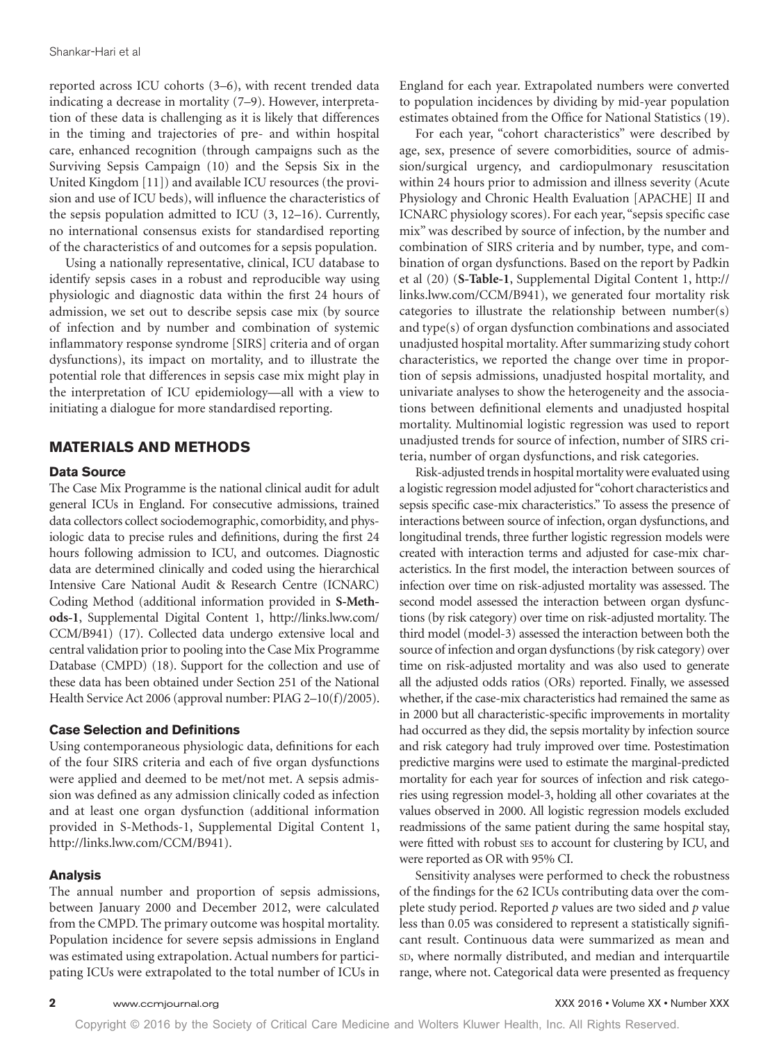reported across ICU cohorts (3–6), with recent trended data indicating a decrease in mortality (7–9). However, interpretation of these data is challenging as it is likely that differences in the timing and trajectories of pre- and within hospital care, enhanced recognition (through campaigns such as the Surviving Sepsis Campaign (10) and the Sepsis Six in the United Kingdom [11]) and available ICU resources (the provision and use of ICU beds), will influence the characteristics of the sepsis population admitted to ICU (3, 12–16). Currently, no international consensus exists for standardised reporting of the characteristics of and outcomes for a sepsis population.

Using a nationally representative, clinical, ICU database to identify sepsis cases in a robust and reproducible way using physiologic and diagnostic data within the first 24 hours of admission, we set out to describe sepsis case mix (by source of infection and by number and combination of systemic inflammatory response syndrome [SIRS] criteria and of organ dysfunctions), its impact on mortality, and to illustrate the potential role that differences in sepsis case mix might play in the interpretation of ICU epidemiology—all with a view to initiating a dialogue for more standardised reporting.

## MATERIALS AND METHODS

### Data Source

The Case Mix Programme is the national clinical audit for adult general ICUs in England. For consecutive admissions, trained data collectors collect sociodemographic, comorbidity, and physiologic data to precise rules and definitions, during the first 24 hours following admission to ICU, and outcomes. Diagnostic data are determined clinically and coded using the hierarchical Intensive Care National Audit & Research Centre (ICNARC) Coding Method (additional information provided in **S-Methods-1**, Supplemental Digital Content 1, http://links.lww.com/CCM/B941) (17). Collected data undergo extensive local and central validation prior to pooling into the Case Mix Programme Database (CMPD) (18). Support for the collection and use of these data has been obtained under Section 251 of the National Health Service Act 2006 (approval number: PIAG 2–10(f)/2005).

### Case Selection and Definitions

Using contemporaneous physiologic data, definitions for each of the four SIRS criteria and each of five organ dysfunctions were applied and deemed to be met/not met. A sepsis admission was defined as any admission clinically coded as infection and at least one organ dysfunction (additional information provided in S-Methods-1, Supplemental Digital Content 1, http://links.lww.com/CCM/B941).

### Analysis

The annual number and proportion of sepsis admissions, between January 2000 and December 2012, were calculated from the CMPD. The primary outcome was hospital mortality. Population incidence for severe sepsis admissions in England was estimated using extrapolation. Actual numbers for participating ICUs were extrapolated to the total number of ICUs in England for each year. Extrapolated numbers were converted to population incidences by dividing by mid-year population estimates obtained from the Office for National Statistics (19).

For each year, "cohort characteristics" were described by age, sex, presence of severe comorbidities, source of admission/surgical urgency, and cardiopulmonary resuscitation within 24 hours prior to admission and illness severity (Acute Physiology and Chronic Health Evaluation [APACHE] II and ICNARC physiology scores). For each year, "sepsis specific case mix" was described by source of infection, by the number and combination of SIRS criteria and by number, type, and combination of organ dysfunctions. Based on the report by Padkin et al (20) (**S-Table-1**, Supplemental Digital Content 1, http://links.lww.com/CCM/B941), we generated four mortality risk categories to illustrate the relationship between number(s) and type(s) of organ dysfunction combinations and associated unadjusted hospital mortality. After summarizing study cohort characteristics, we reported the change over time in proportion of sepsis admissions, unadjusted hospital mortality, and univariate analyses to show the heterogeneity and the associations between definitional elements and unadjusted hospital mortality. Multinomial logistic regression was used to report unadjusted trends for source of infection, number of SIRS criteria, number of organ dysfunctions, and risk categories.

Risk-adjusted trends in hospital mortality were evaluated using a logistic regression model adjusted for "cohort characteristics and sepsis specific case-mix characteristics." To assess the presence of interactions between source of infection, organ dysfunctions, and longitudinal trends, three further logistic regression models were created with interaction terms and adjusted for case-mix characteristics. In the first model, the interaction between sources of infection over time on risk-adjusted mortality was assessed. The second model assessed the interaction between organ dysfunctions (by risk category) over time on risk-adjusted mortality. The third model (model-3) assessed the interaction between both the source of infection and organ dysfunctions (by risk category) over time on risk-adjusted mortality and was also used to generate all the adjusted odds ratios (ORs) reported. Finally, we assessed whether, if the case-mix characteristics had remained the same as in 2000 but all characteristic-specific improvements in mortality had occurred as they did, the sepsis mortality by infection source and risk category had truly improved over time. Postestimation predictive margins were used to estimate the marginal-predicted mortality for each year for sources of infection and risk categories using regression model-3, holding all other covariates at the values observed in 2000. All logistic regression models excluded readmissions of the same patient during the same hospital stay, were fitted with robust SEs to account for clustering by ICU, and were reported as OR with 95% CI.

Sensitivity analyses were performed to check the robustness of the findings for the 62 ICUs contributing data over the complete study period. Reported $p$ values are two sided and $p$ value less than 0.05 was considered to represent a statistically significant result. Continuous data were summarized as mean and SD, where normally distributed, and median and interquartile range, where not. Categorical data were presented as frequency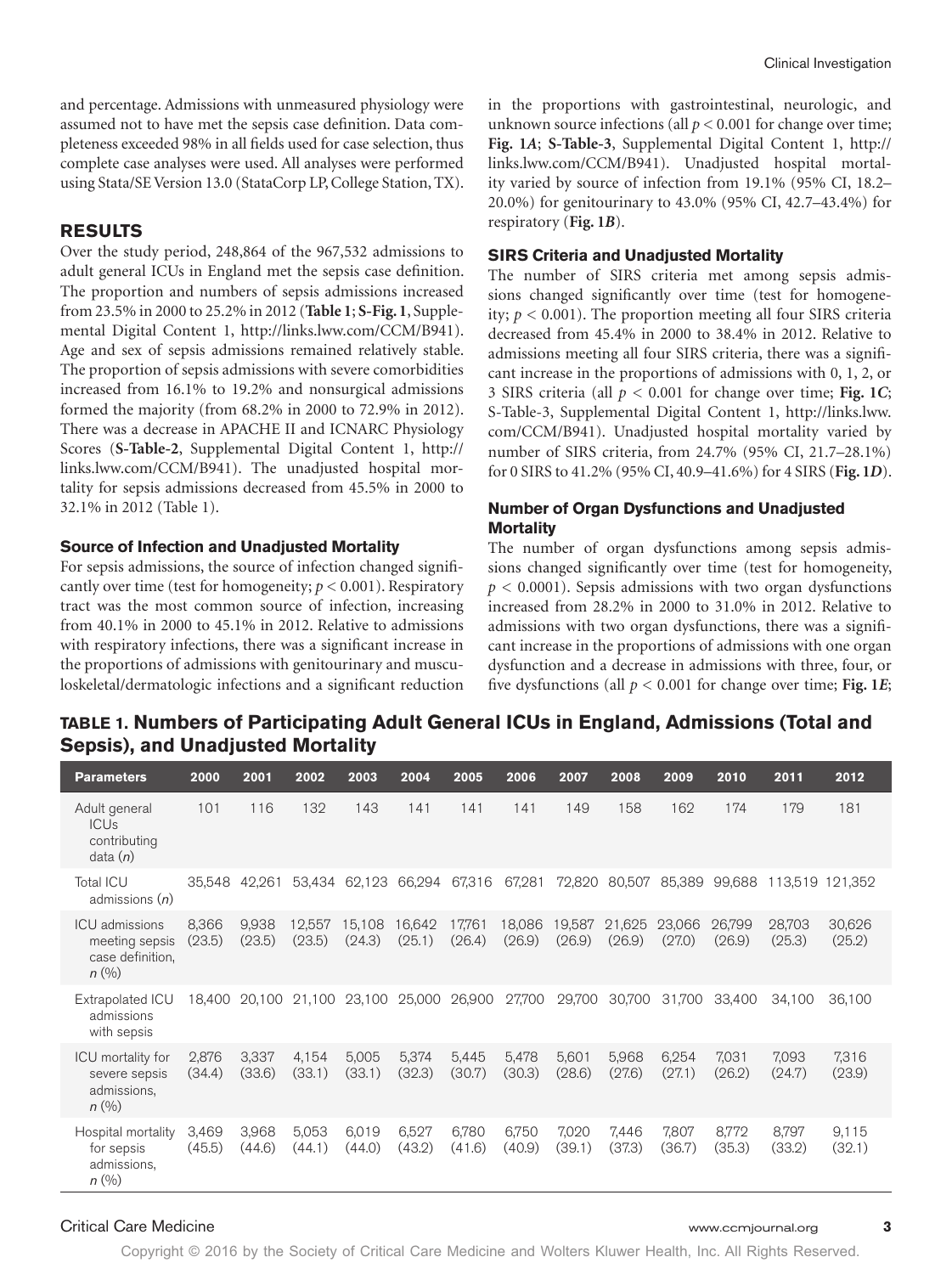and percentage. Admissions with unmeasured physiology were assumed not to have met the sepsis case definition. Data completeness exceeded 98% in all fields used for case selection, thus complete case analyses were used. All analyses were performed using Stata/SE Version 13.0 (StataCorp LP, College Station, TX).

## RESULTS

Over the study period, 248,864 of the 967,532 admissions to adult general ICUs in England met the sepsis case definition. The proportion and numbers of sepsis admissions increased from 23.5% in 2000 to 25.2% in 2012 (**Table 1**; **S-Fig. 1**, Supplemental Digital Content 1, http://links.lww.com/CCM/B941). Age and sex of sepsis admissions remained relatively stable. The proportion of sepsis admissions with severe comorbidities increased from 16.1% to 19.2% and nonsurgical admissions formed the majority (from 68.2% in 2000 to 72.9% in 2012). There was a decrease in APACHE II and ICNARC Physiology Scores (**S-Table-2**, Supplemental Digital Content 1, http://links.lww.com/CCM/B941). The unadjusted hospital mortality for sepsis admissions decreased from 45.5% in 2000 to 32.1% in 2012 (Table 1).

### Source of Infection and Unadjusted Mortality

For sepsis admissions, the source of infection changed significantly over time (test for homogeneity; $p < 0.001$). Respiratory tract was the most common source of infection, increasing from 40.1% in 2000 to 45.1% in 2012. Relative to admissions with respiratory infections, there was a significant increase in the proportions of admissions with genitourinary and musculoskeletal/dermatologic infections and a significant reduction in the proportions with gastrointestinal, neurologic, and unknown source infections (all $p < 0.001$ for change over time; **Fig. 1*A***; **S-Table-3**, Supplemental Digital Content 1, http://links.lww.com/CCM/B941). Unadjusted hospital mortality varied by source of infection from 19.1% (95% CI, 18.2–20.0%) for genitourinary to 43.0% (95% CI, 42.7–43.4%) for respiratory (**Fig. 1*B***).

### SIRS Criteria and Unadjusted Mortality

The number of SIRS criteria met among sepsis admissions changed significantly over time (test for homogeneity; $p < 0.001$). The proportion meeting all four SIRS criteria decreased from 45.4% in 2000 to 38.4% in 2012. Relative to admissions meeting all four SIRS criteria, there was a significant increase in the proportions of admissions with 0, 1, 2, or 3 SIRS criteria (all $p < 0.001$ for change over time; **Fig. 1*C***; S-Table-3, Supplemental Digital Content 1, http://links.lww.com/CCM/B941). Unadjusted hospital mortality varied by number of SIRS criteria, from 24.7% (95% CI, 21.7–28.1%) for 0 SIRS to 41.2% (95% CI, 40.9–41.6%) for 4 SIRS (**Fig. 1*D***).

### Number of Organ Dysfunctions and Unadjusted Mortality

The number of organ dysfunctions among sepsis admissions changed significantly over time (test for homogeneity, $p < 0.0001$). Sepsis admissions with two organ dysfunctions increased from 28.2% in 2000 to 31.0% in 2012. Relative to admissions with two organ dysfunctions, there was a significant increase in the proportions of admissions with one organ dysfunction and a decrease in admissions with three, four, or five dysfunctions (all $p < 0.001$ for change over time; **Fig. 1*E***;

**TABLE 1. Numbers of Participating Adult General ICUs in England, Admissions (Total and Sepsis), and Unadjusted Mortality**

| Parameters | 2000 | 2001 | 2002 | 2003 | 2004 | 2005 | 2006 | 2007 | 2008 | 2009 | 2010 | 2011 | 2012 |
|---|---|---|---|---|---|---|---|---|---|---|---|---|---|
| Adult general ICUs contributing data (*n*) | 101 | 116 | 132 | 143 | 141 | 141 | 141 | 149 | 158 | 162 | 174 | 179 | 181 |
| Total ICU admissions (*n*) | 35,548 | 42,261 | 53,434 | 62,123 | 66,294 | 67,316 | 67,281 | 72,820 | 80,507 | 85,389 | 99,688 | 113,519 | 121,352 |
| ICU admissions meeting sepsis case definition, *n* (%) | 8,366 (23.5) | 9,938 (23.5) | 12,557 (23.5) | 15,108 (24.3) | 16,642 (25.1) | 17,761 (26.4) | 18,086 (26.9) | 19,587 (26.9) | 21,625 (26.9) | 23,066 (27.0) | 26,799 (26.9) | 28,703 (25.3) | 30,626 (25.2) |
| Extrapolated ICU admissions with sepsis | 18,400 | 20,100 | 21,100 | 23,100 | 25,000 | 26,900 | 27,700 | 29,700 | 30,700 | 31,700 | 33,400 | 34,100 | 36,100 |
| ICU mortality for severe sepsis admissions, *n* (%) | 2,876 (34.4) | 3,337 (33.6) | 4,154 (33.1) | 5,005 (33.1) | 5,374 (32.3) | 5,445 (30.7) | 5,478 (30.3) | 5,601 (28.6) | 5,968 (27.6) | 6,254 (27.1) | 7,031 (26.2) | 7,093 (24.7) | 7,316 (23.9) |
| Hospital mortality for sepsis admissions, *n* (%) | 3,469 (45.5) | 3,968 (44.6) | 5,053 (44.1) | 6,019 (44.0) | 6,527 (43.2) | 6,780 (41.6) | 6,750 (40.9) | 7,020 (39.1) | 7,446 (37.3) | 7,807 (36.7) | 8,772 (35.3) | 8,797 (33.2) | 9,115 (32.1) |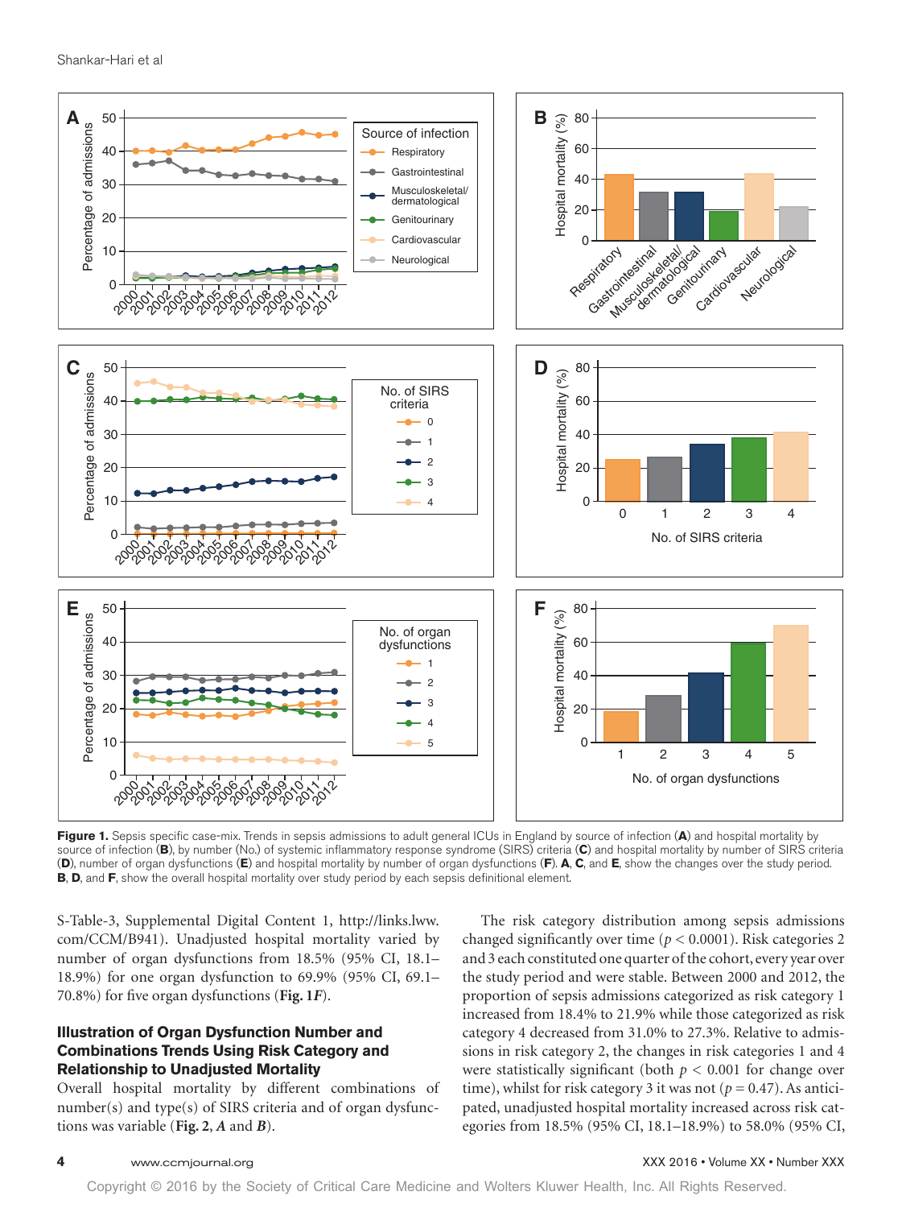A

50

40

30

20

10

0

Percentage of admissions

2000 2001 2002 2003 2004 2005 2006 2007 2008 2009 2010 2011 2012

Source of infection

Respiratory

Gastrointestinal

Musculoskeletal/ dermatological

Genitourinary

Cardiovascular

Neurological

B

80

60

40

20

0

Hospital mortality (%)

Respiratory Gastrointestinal Musculoskeletal/ dermatological Genitourinary Cardiovascular Neurological

C

50

40

30

20

10

0

Percentage of admissions

2000 2001 2002 2003 2004 2005 2006 2007 2008 2009 2010 2011 2012

No. of SIRS criteria

0

1

2

3

4

D

80

60

40

20

0

Hospital mortality (%)

0 1 2 3 4

No. of SIRS criteria

E

50

40

30

20

10

0

Percentage of admissions

2000 2001 2002 2003 2004 2005 2006 2007 2008 2009 2010 2011 2012

No. of organ dysfunctions

1

2

3

4

5

F

80

60

40

20

0

Hospital mortality (%)

1 2 3 4 5

No. of organ dysfunctions

**Figure 1.** Sepsis specific case-mix. Trends in sepsis admissions to adult general ICUs in England by source of infection (**A**) and hospital mortality by source of infection (**B**), by number (No.) of systemic inflammatory response syndrome (SIRS) criteria (**C**) and hospital mortality by number of SIRS criteria (**D**), number of organ dysfunctions (**E**) and hospital mortality by number of organ dysfunctions (**F**). **A**, **C**, and **E**, show the changes over the study period. **B**, **D**, and **F**, show the overall hospital mortality over study period by each sepsis definitional element.

S-Table-3, Supplemental Digital Content 1, http://links.lww.com/CCM/B941). Unadjusted hospital mortality varied by number of organ dysfunctions from 18.5% (95% CI, 18.1–18.9%) for one organ dysfunction to 69.9% (95% CI, 69.1–70.8%) for five organ dysfunctions (**Fig. 1*F***).

### Illustration of Organ Dysfunction Number and Combinations Trends Using Risk Category and Relationship to Unadjusted Mortality

Overall hospital mortality by different combinations of number(s) and type(s) of SIRS criteria and of organ dysfunctions was variable (**Fig. 2, *A*** and ***B***).

The risk category distribution among sepsis admissions changed significantly over time ($p < 0.0001$). Risk categories 2 and 3 each constituted one quarter of the cohort, every year over the study period and were stable. Between 2000 and 2012, the proportion of sepsis admissions categorized as risk category 1 increased from 18.4% to 21.9% while those categorized as risk category 4 decreased from 31.0% to 27.3%. Relative to admissions in risk category 2, the changes in risk categories 1 and 4 were statistically significant (both $p < 0.001$ for change over time), whilst for risk category 3 it was not ($p = 0.47$). As anticipated, unadjusted hospital mortality increased across risk categories from 18.5% (95% CI, 18.1–18.9%) to 58.0% (95% CI,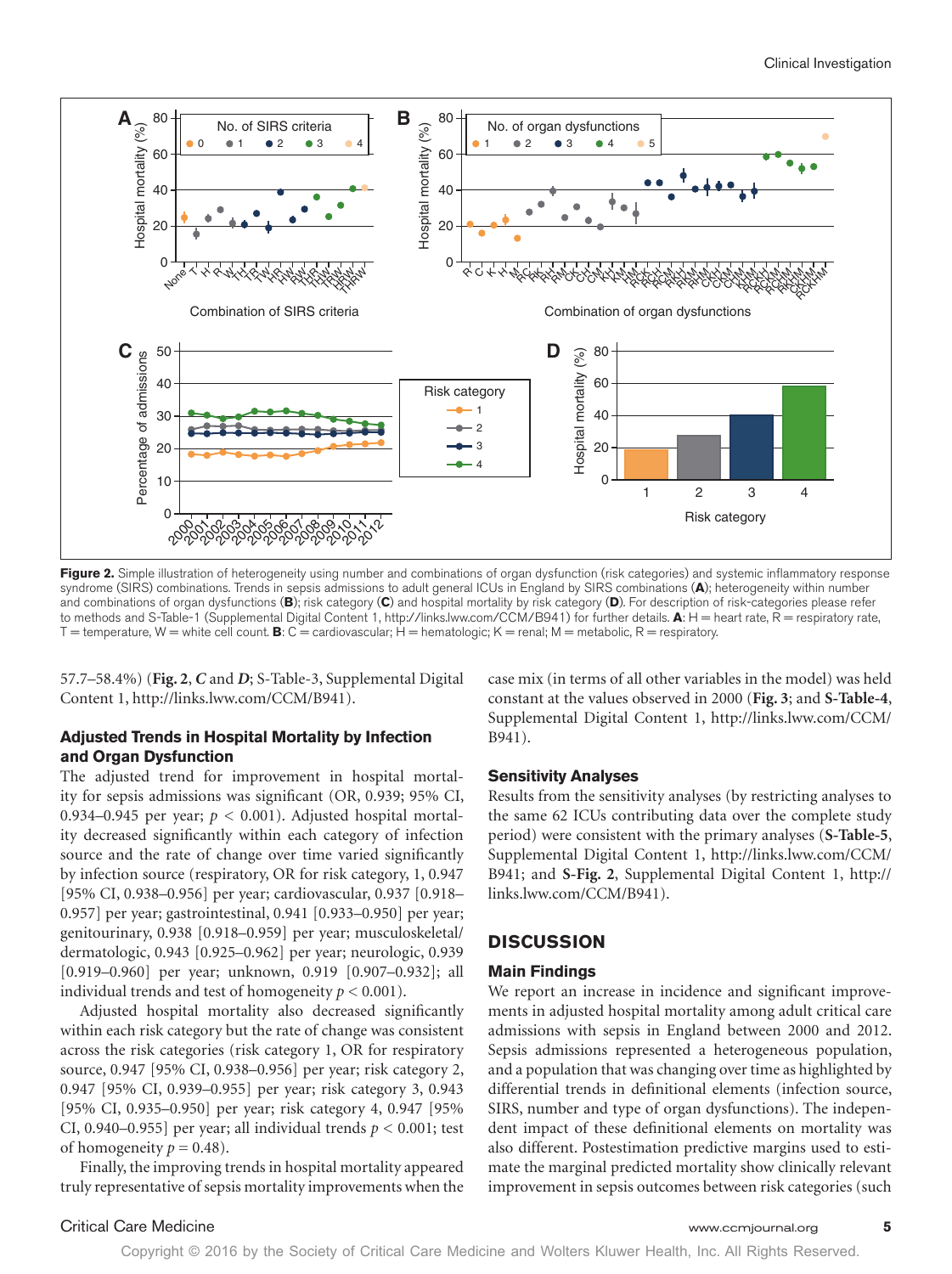A

80

No. of SIRS criteria

0 1 2 3 4

Hospital mortality (%)

60

40

20

0

None T H R W TH TR TW HR HW RW THR THW TRW HRW THRW

Combination of SIRS criteria

B

80

No. of organ dysfunctions

1 2 3 4 5

Hospital mortality (%)

60

40

20

0

R C K H M RC RK RH RM CK CH CM KH KM HM RCK RCH RCM RKH RKM RHM CKH CKM CHM KHM RCKH RCKM RCHM RKHM CKHM RCKHM

Combination of organ dysfunctions

C

Percentage of admissions

50

40

30

20

10

0

2000 2001 2002 2003 2004 2005 2006 2007 2008 2009 2010 2011 2012

Risk category

1

2

3

4

D

Hospital mortality (%)

80

60

40

20

0

1 2 3 4

Risk category

**Figure 2.** Simple illustration of heterogeneity using number and combinations of organ dysfunction (risk categories) and systemic inflammatory response syndrome (SIRS) combinations. Trends in sepsis admissions to adult general ICUs in England by SIRS combinations (**A**); heterogeneity within number and combinations of organ dysfunctions (**B**); risk category (**C**) and hospital mortality by risk category (**D**). For description of risk-categories please refer to methods and S-Table-1 (Supplemental Digital Content 1, http://links.lww.com/CCM/B941) for further details. **A**: H = heart rate, R = respiratory rate, T = temperature, W = white cell count. **B**: C = cardiovascular; H = hematologic; K = renal; M = metabolic, R = respiratory.

57.7–58.4%) (**Fig. 2**, ***C*** and ***D***; S-Table-3, Supplemental Digital Content 1, http://links.lww.com/CCM/B941).

### Adjusted Trends in Hospital Mortality by Infection and Organ Dysfunction

The adjusted trend for improvement in hospital mortality for sepsis admissions was significant (OR, 0.939; 95% CI, 0.934–0.945 per year; $p < 0.001$). Adjusted hospital mortality decreased significantly within each category of infection source and the rate of change over time varied significantly by infection source (respiratory, OR for risk category, 1, 0.947 [95% CI, 0.938–0.956] per year; cardiovascular, 0.937 [0.918–0.957] per year; gastrointestinal, 0.941 [0.933–0.950] per year; genitourinary, 0.938 [0.918–0.959] per year; musculoskeletal/dermatologic, 0.943 [0.925–0.962] per year; neurologic, 0.939 [0.919–0.960] per year; unknown, 0.919 [0.907–0.932]; all individual trends and test of homogeneity $p < 0.001$).

Adjusted hospital mortality also decreased significantly within each risk category but the rate of change was consistent across the risk categories (risk category 1, OR for respiratory source, 0.947 [95% CI, 0.938–0.956] per year; risk category 2, 0.947 [95% CI, 0.939–0.955] per year; risk category 3, 0.943 [95% CI, 0.935–0.950] per year; risk category 4, 0.947 [95% CI, 0.940–0.955] per year; all individual trends $p < 0.001$; test of homogeneity $p = 0.48$).

Finally, the improving trends in hospital mortality appeared truly representative of sepsis mortality improvements when the case mix (in terms of all other variables in the model) was held constant at the values observed in 2000 (**Fig. 3**; and **S-Table-4**, Supplemental Digital Content 1, http://links.lww.com/CCM/B941).

### Sensitivity Analyses

Results from the sensitivity analyses (by restricting analyses to the same 62 ICUs contributing data over the complete study period) were consistent with the primary analyses (**S-Table-5**, Supplemental Digital Content 1, http://links.lww.com/CCM/B941; and **S-Fig. 2**, Supplemental Digital Content 1, http://links.lww.com/CCM/B941).

## DISCUSSION

### Main Findings

We report an increase in incidence and significant improvements in adjusted hospital mortality among adult critical care admissions with sepsis in England between 2000 and 2012. Sepsis admissions represented a heterogeneous population, and a population that was changing over time as highlighted by differential trends in definitional elements (infection source, SIRS, number and type of organ dysfunctions). The independent impact of these definitional elements on mortality was also different. Postestimation predictive margins used to estimate the marginal predicted mortality show clinically relevant improvement in sepsis outcomes between risk categories (such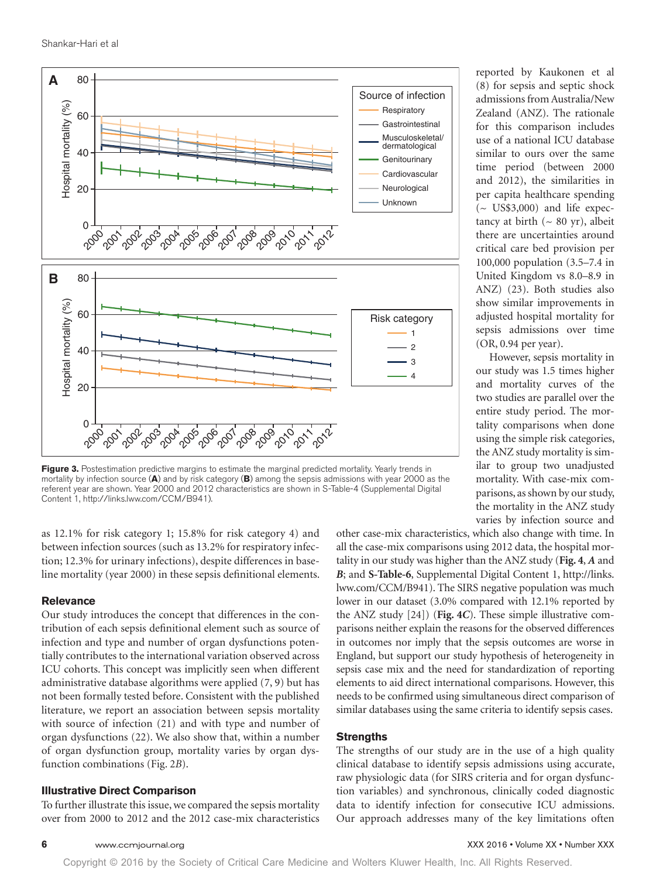A

Hospital mortality (%)

80
60
40
20
0

2000 2001 2002 2003 2004 2005 2006 2007 2008 2009 2010 2011 2012

Source of infection
Respiratory
Gastrointestinal
Musculoskeletal/ dermatological
Genitourinary
Cardiovascular
Neurological
Unknown

B

Hospital mortality (%)

80
60
40
20
0

2000 2001 2002 2003 2004 2005 2006 2007 2008 2009 2010 2011 2012

Risk category
1
2
3
4

**Figure 3.** Postestimation predictive margins to estimate the marginal predicted mortality. Yearly trends in mortality by infection source (**A**) and by risk category (**B**) among the sepsis admissions with year 2000 as the referent year are shown. Year 2000 and 2012 characteristics are shown in S-Table-4 (Supplemental Digital Content 1, http://links.lww.com/CCM/B941).

as 12.1% for risk category 1; 15.8% for risk category 4) and between infection sources (such as 13.2% for respiratory infection; 12.3% for urinary infections), despite differences in baseline mortality (year 2000) in these sepsis definitional elements.

### Relevance

Our study introduces the concept that differences in the contribution of each sepsis definitional element such as source of infection and type and number of organ dysfunctions potentially contributes to the international variation observed across ICU cohorts. This concept was implicitly seen when different administrative database algorithms were applied (7, 9) but has not been formally tested before. Consistent with the published literature, we report an association between sepsis mortality with source of infection (21) and with type and number of organ dysfunctions (22). We also show that, within a number of organ dysfunction group, mortality varies by organ dysfunction combinations (Fig. 2*B*).

### Illustrative Direct Comparison

To further illustrate this issue, we compared the sepsis mortality over from 2000 to 2012 and the 2012 case-mix characteristics reported by Kaukonen et al (8) for sepsis and septic shock admissions from Australia/New Zealand (ANZ). The rationale for this comparison includes use of a national ICU database similar to ours over the same time period (between 2000 and 2012), the similarities in per capita healthcare spending (~ US$3,000) and life expectancy at birth (~ 80 yr), albeit there are uncertainties around critical care bed provision per 100,000 population (3.5–7.4 in United Kingdom vs 8.0–8.9 in ANZ) (23). Both studies also show similar improvements in adjusted hospital mortality for sepsis admissions over time (OR, 0.94 per year).

However, sepsis mortality in our study was 1.5 times higher and mortality curves of the two studies are parallel over the entire study period. The mortality comparisons when done using the simple risk categories, the ANZ study mortality is similar to group two unadjusted mortality. With case-mix comparisons, as shown by our study, the mortality in the ANZ study varies by infection source and other case-mix characteristics, which also change with time. In all the case-mix comparisons using 2012 data, the hospital mortality in our study was higher than the ANZ study (**Fig. 4**, ***A*** and ***B***; and **S-Table-6**, Supplemental Digital Content 1, http://links.lww.com/CCM/B941). The SIRS negative population was much lower in our dataset (3.0% compared with 12.1% reported by the ANZ study [24]) (**Fig. 4*C***). These simple illustrative comparisons neither explain the reasons for the observed differences in outcomes nor imply that the sepsis outcomes are worse in England, but support our study hypothesis of heterogeneity in sepsis case mix and the need for standardization of reporting elements to aid direct international comparisons. However, this needs to be confirmed using simultaneous direct comparison of similar databases using the same criteria to identify sepsis cases.

### Strengths

The strengths of our study are in the use of a high quality clinical database to identify sepsis admissions using accurate, raw physiologic data (for SIRS criteria and for organ dysfunction variables) and synchronous, clinically coded diagnostic data to identify infection for consecutive ICU admissions. Our approach addresses many of the key limitations often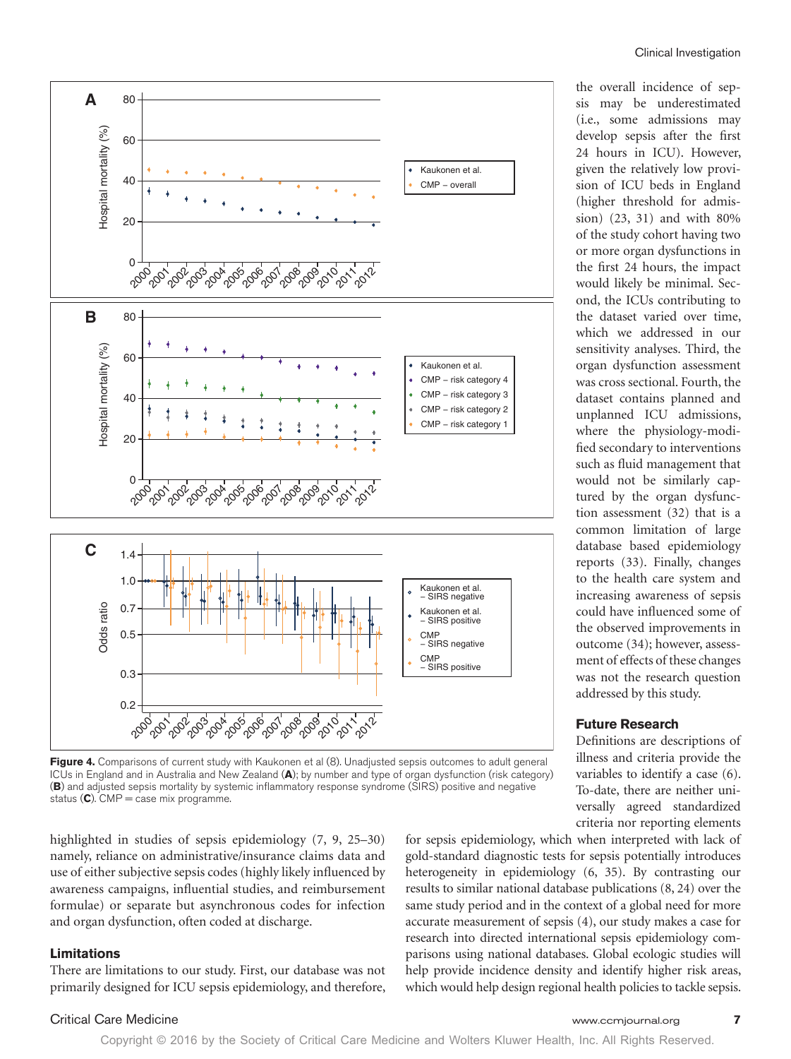A

Hospital mortality (%)

80

60

40

20

0

2000 2001 2002 2003 2004 2005 2006 2007 2008 2009 2010 2011 2012

Kaukonen et al.

CMP – overall

B

Hospital mortality (%)

80

60

40

20

0

2000 2001 2002 2003 2004 2005 2006 2007 2008 2009 2010 2011 2012

Kaukonen et al.

CMP – risk category 4

CMP – risk category 3

CMP – risk category 2

CMP – risk category 1

C

Odds ratio

1.4

1.0

0.7

0.5

0.3

0.2

2000 2001 2002 2003 2004 2005 2006 2007 2008 2009 2010 2011 2012

Kaukonen et al. – SIRS negative

Kaukonen et al. – SIRS positive

CMP – SIRS negative

CMP – SIRS positive

**Figure 4.** Comparisons of current study with Kaukonen et al (8). Unadjusted sepsis outcomes to adult general ICUs in England and in Australia and New Zealand (**A**); by number and type of organ dysfunction (risk category) (**B**) and adjusted sepsis mortality by systemic inflammatory response syndrome (SIRS) positive and negative status (**C**). CMP = case mix programme.

highlighted in studies of sepsis epidemiology (7, 9, 25–30) namely, reliance on administrative/insurance claims data and use of either subjective sepsis codes (highly likely influenced by awareness campaigns, influential studies, and reimbursement formulae) or separate but asynchronous codes for infection and organ dysfunction, often coded at discharge.

### Limitations

There are limitations to our study. First, our database was not primarily designed for ICU sepsis epidemiology, and therefore, the overall incidence of sepsis may be underestimated (i.e., some admissions may develop sepsis after the first 24 hours in ICU). However, given the relatively low provision of ICU beds in England (higher threshold for admission) (23, 31) and with 80% of the study cohort having two or more organ dysfunctions in the first 24 hours, the impact would likely be minimal. Second, the ICUs contributing to the dataset varied over time, which we addressed in our sensitivity analyses. Third, the organ dysfunction assessment was cross sectional. Fourth, the dataset contains planned and unplanned ICU admissions, where the physiology-modified secondary to interventions such as fluid management that would not be similarly captured by the organ dysfunction assessment (32) that is a common limitation of large database based epidemiology reports (33). Finally, changes to the health care system and increasing awareness of sepsis could have influenced some of the observed improvements in outcome (34); however, assessment of effects of these changes was not the research question addressed by this study.

### Future Research

Definitions are descriptions of illness and criteria provide the variables to identify a case (6). To-date, there are neither universally agreed standardized criteria nor reporting elements for sepsis epidemiology, which when interpreted with lack of gold-standard diagnostic tests for sepsis potentially introduces heterogeneity in epidemiology (6, 35). By contrasting our results to similar national database publications (8, 24) over the same study period and in the context of a global need for more accurate measurement of sepsis (4), our study makes a case for research into directed international sepsis epidemiology comparisons using national databases. Global ecologic studies will help provide incidence density and identify higher risk areas, which would help design regional health policies to tackle sepsis.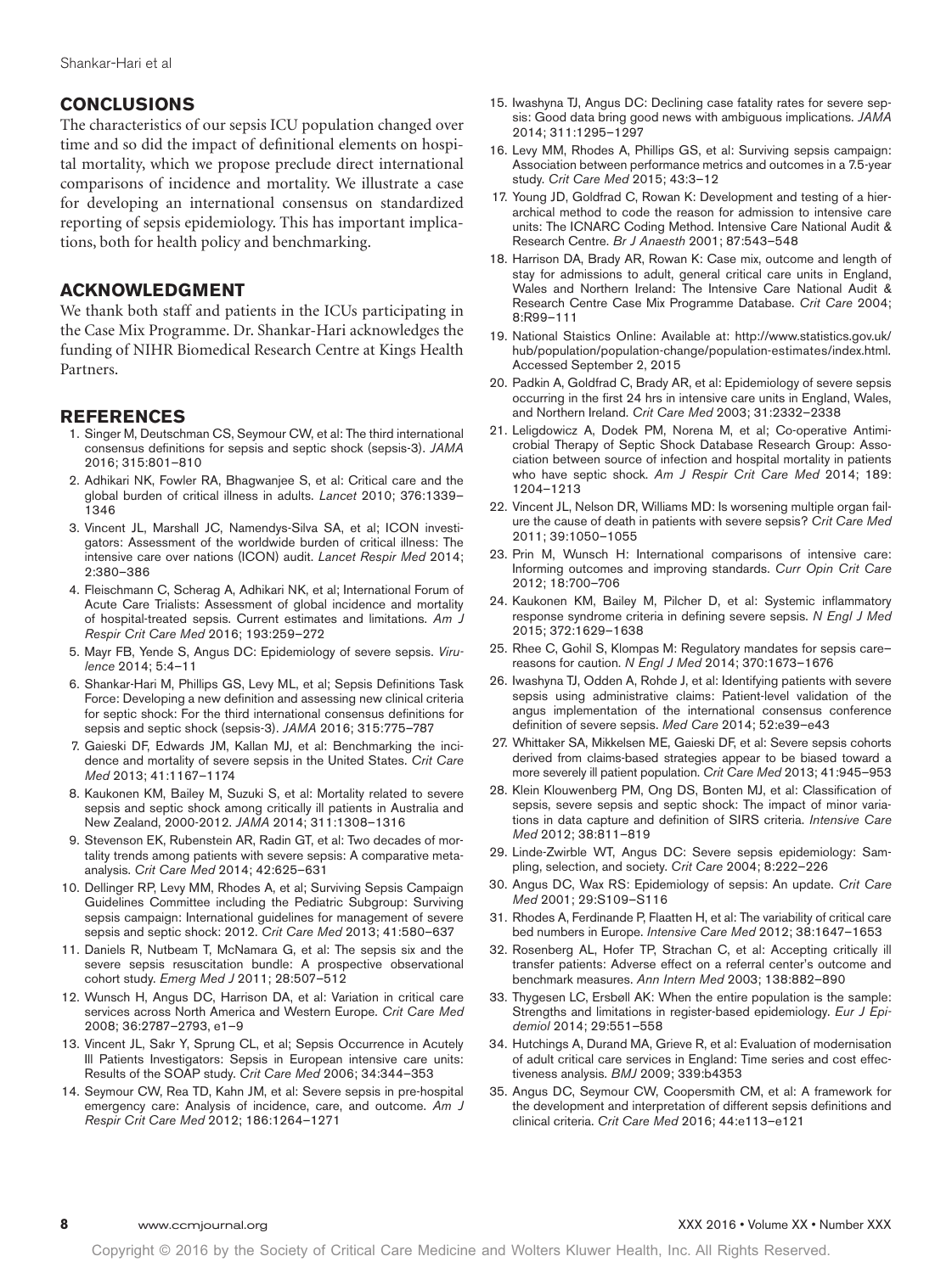## CONCLUSIONS

The characteristics of our sepsis ICU population changed over time and so did the impact of definitional elements on hospital mortality, which we propose preclude direct international comparisons of incidence and mortality. We illustrate a case for developing an international consensus on standardized reporting of sepsis epidemiology. This has important implications, both for health policy and benchmarking.

## ACKNOWLEDGMENT

We thank both staff and patients in the ICUs participating in the Case Mix Programme. Dr. Shankar-Hari acknowledges the funding of NIHR Biomedical Research Centre at Kings Health Partners.

## REFERENCES

1. Singer M, Deutschman CS, Seymour CW, et al: The third international consensus definitions for sepsis and septic shock (sepsis-3). *JAMA* 2016; 315:801–810
2. Adhikari NK, Fowler RA, Bhagwanjee S, et al: Critical care and the global burden of critical illness in adults. *Lancet* 2010; 376:1339–1346
3. Vincent JL, Marshall JC, Namendys-Silva SA, et al; ICON investigators: Assessment of the worldwide burden of critical illness: The intensive care over nations (ICON) audit. *Lancet Respir Med* 2014; 2:380–386
4. Fleischmann C, Scherag A, Adhikari NK, et al; International Forum of Acute Care Trialists: Assessment of global incidence and mortality of hospital-treated sepsis. Current estimates and limitations. *Am J Respir Crit Care Med* 2016; 193:259–272
5. Mayr FB, Yende S, Angus DC: Epidemiology of severe sepsis. *Virulence* 2014; 5:4–11
6. Shankar-Hari M, Phillips GS, Levy ML, et al; Sepsis Definitions Task Force: Developing a new definition and assessing new clinical criteria for septic shock: For the third international consensus definitions for sepsis and septic shock (sepsis-3). *JAMA* 2016; 315:775–787
7. Gaieski DF, Edwards JM, Kallan MJ, et al: Benchmarking the incidence and mortality of severe sepsis in the United States. *Crit Care Med* 2013; 41:1167–1174
8. Kaukonen KM, Bailey M, Suzuki S, et al: Mortality related to severe sepsis and septic shock among critically ill patients in Australia and New Zealand, 2000-2012. *JAMA* 2014; 311:1308–1316
9. Stevenson EK, Rubenstein AR, Radin GT, et al: Two decades of mortality trends among patients with severe sepsis: A comparative meta-analysis. *Crit Care Med* 2014; 42:625–631
10. Dellinger RP, Levy MM, Rhodes A, et al; Surviving Sepsis Campaign Guidelines Committee including the Pediatric Subgroup: Surviving sepsis campaign: International guidelines for management of severe sepsis and septic shock: 2012. *Crit Care Med* 2013; 41:580–637
11. Daniels R, Nutbeam T, McNamara G, et al: The sepsis six and the severe sepsis resuscitation bundle: A prospective observational cohort study. *Emerg Med J* 2011; 28:507–512
12. Wunsch H, Angus DC, Harrison DA, et al: Variation in critical care services across North America and Western Europe. *Crit Care Med* 2008; 36:2787–2793, e1–9
13. Vincent JL, Sakr Y, Sprung CL, et al; Sepsis Occurrence in Acutely Ill Patients Investigators: Sepsis in European intensive care units: Results of the SOAP study. *Crit Care Med* 2006; 34:344–353
14. Seymour CW, Rea TD, Kahn JM, et al: Severe sepsis in pre-hospital emergency care: Analysis of incidence, care, and outcome. *Am J Respir Crit Care Med* 2012; 186:1264–1271
15. Iwashyna TJ, Angus DC: Declining case fatality rates for severe sepsis: Good data bring good news with ambiguous implications. *JAMA* 2014; 311:1295–1297
16. Levy MM, Rhodes A, Phillips GS, et al: Surviving sepsis campaign: Association between performance metrics and outcomes in a 7.5-year study. *Crit Care Med* 2015; 43:3–12
17. Young JD, Goldfrad C, Rowan K: Development and testing of a hierarchical method to code the reason for admission to intensive care units: The ICNARC Coding Method. Intensive Care National Audit & Research Centre. *Br J Anaesth* 2001; 87:543–548
18. Harrison DA, Brady AR, Rowan K: Case mix, outcome and length of stay for admissions to adult, general critical care units in England, Wales and Northern Ireland: The Intensive Care National Audit & Research Centre Case Mix Programme Database. *Crit Care* 2004; 8:R99–111
19. National Staistics Online: Available at: http://www.statistics.gov.uk/hub/population/population-change/population-estimates/index.html. Accessed September 2, 2015
20. Padkin A, Goldfrad C, Brady AR, et al: Epidemiology of severe sepsis occurring in the first 24 hrs in intensive care units in England, Wales, and Northern Ireland. *Crit Care Med* 2003; 31:2332–2338
21. Leligdowicz A, Dodek PM, Norena M, et al; Co-operative Antimicrobial Therapy of Septic Shock Database Research Group: Association between source of infection and hospital mortality in patients who have septic shock. *Am J Respir Crit Care Med* 2014; 189:1204–1213
22. Vincent JL, Nelson DR, Williams MD: Is worsening multiple organ failure the cause of death in patients with severe sepsis? *Crit Care Med* 2011; 39:1050–1055
23. Prin M, Wunsch H: International comparisons of intensive care: Informing outcomes and improving standards. *Curr Opin Crit Care* 2012; 18:700–706
24. Kaukonen KM, Bailey M, Pilcher D, et al: Systemic inflammatory response syndrome criteria in defining severe sepsis. *N Engl J Med* 2015; 372:1629–1638
25. Rhee C, Gohil S, Klompas M: Regulatory mandates for sepsis care–reasons for caution. *N Engl J Med* 2014; 370:1673–1676
26. Iwashyna TJ, Odden A, Rohde J, et al: Identifying patients with severe sepsis using administrative claims: Patient-level validation of the angus implementation of the international consensus conference definition of severe sepsis. *Med Care* 2014; 52:e39–e43
27. Whittaker SA, Mikkelsen ME, Gaieski DF, et al: Severe sepsis cohorts derived from claims-based strategies appear to be biased toward a more severely ill patient population. *Crit Care Med* 2013; 41:945–953
28. Klein Klouwenberg PM, Ong DS, Bonten MJ, et al: Classification of sepsis, severe sepsis and septic shock: The impact of minor variations in data capture and definition of SIRS criteria. *Intensive Care Med* 2012; 38:811–819
29. Linde-Zwirble WT, Angus DC: Severe sepsis epidemiology: Sampling, selection, and society. *Crit Care* 2004; 8:222–226
30. Angus DC, Wax RS: Epidemiology of sepsis: An update. *Crit Care Med* 2001; 29:S109–S116
31. Rhodes A, Ferdinande P, Flaatten H, et al: The variability of critical care bed numbers in Europe. *Intensive Care Med* 2012; 38:1647–1653
32. Rosenberg AL, Hofer TP, Strachan C, et al: Accepting critically ill transfer patients: Adverse effect on a referral center's outcome and benchmark measures. *Ann Intern Med* 2003; 138:882–890
33. Thygesen LC, Ersbøll AK: When the entire population is the sample: Strengths and limitations in register-based epidemiology. *Eur J Epidemiol* 2014; 29:551–558
34. Hutchings A, Durand MA, Grieve R, et al: Evaluation of modernisation of adult critical care services in England: Time series and cost effectiveness analysis. *BMJ* 2009; 339:b4353
35. Angus DC, Seymour CW, Coopersmith CM, et al: A framework for the development and interpretation of different sepsis definitions and clinical criteria. *Crit Care Med* 2016; 44:e113–e121